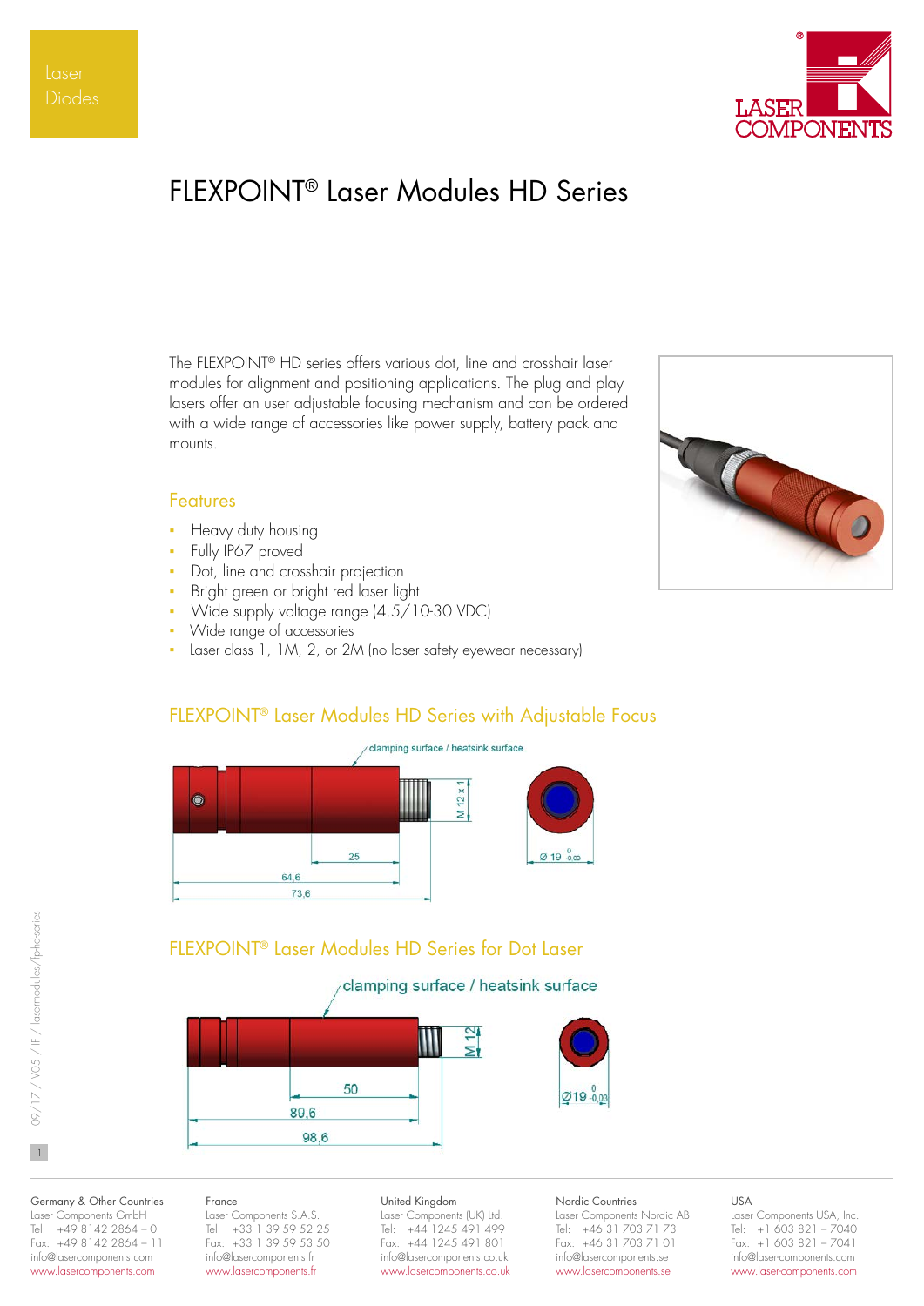Laser Diodes

# FLEXPOINT® Laser Modules HD Series

The FLEXPOINT® HD series offers various dot, line and crosshair laser modules for alignment and positioning applications. The plug and play lasers offer an user adjustable focusing mechanism and can be ordered with a wide range of accessories like power supply, battery pack and mounts.

## Features

- Heavy duty housing
- Fully IP67 proved
- Dot, line and crosshair projection
- Bright green or bright red laser light
- Wide supply voltage range (4.5/10-30 VDC)
- Wide range of accessories
- Laser class 1, 1M, 2, or 2M (no laser safety eyewear necessary)

## FLEXPOINT® Laser Modules HD Series with Adjustable Focus

clamping surface / heatsink surface

M 12 x 1

25

64.6

73.6

Ø 19 $^{0}_{-0.03}$

## FLEXPOINT® Laser Modules HD Series for Dot Laser

clamping surface / heatsink surface

M 12

50

89,6

98,6

Ø19 $^{0}_{-0,03}$

09/17 / V05 / IF / lasermodules/fphd-series

| Germany & Other Countries | France | United Kingdom | Nordic Countries | USA |
|---|---|---|---|---|
| Laser Components GmbH | Laser Components S.A.S. | Laser Components (UK) Ltd. | Laser Components Nordic AB | Laser Components USA, Inc. |
| Tel: +49 8142 2864 – 0 | Tel: +33 1 39 59 52 25 | Tel: +44 1245 491 499 | Tel: +46 31 703 71 73 | Tel: +1 603 821 – 7040 |
| Fax: +49 8142 2864 – 11 | Fax: +33 1 39 59 53 50 | Fax: +44 1245 491 801 | Fax: +46 31 703 71 01 | Fax: +1 603 821 – 7041 |
| info@lasercomponents.com | info@lasercomponents.fr | info@lasercomponents.co.uk | info@lasercomponents.se | info@laser-components.com |
| www.lasercomponents.com | www.lasercomponents.fr | www.lasercomponents.co.uk | www.lasercomponents.se | www.laser-components.com |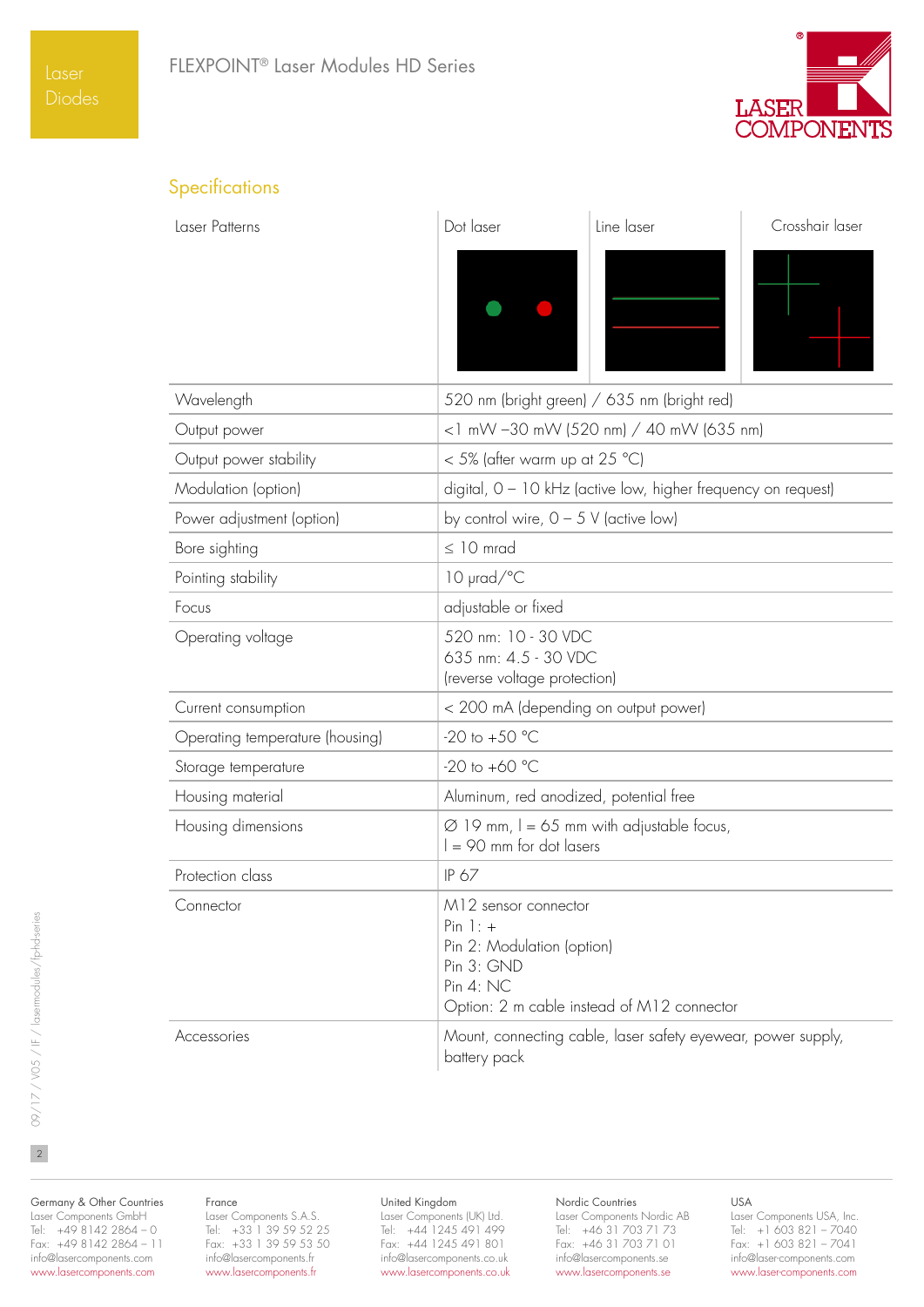## Specifications

| Laser Patterns | Dot laser | Line laser | Crosshair laser |
|---|---|---|---|
| Wavelength | 520 nm (bright green) / 635 nm (bright red) | | |
| Output power | <1 mW –30 mW (520 nm) / 40 mW (635 nm) | | |
| Output power stability | < 5% (after warm up at 25 °C) | | |
| Modulation (option) | digital, 0 – 10 kHz (active low, higher frequency on request) | | |
| Power adjustment (option) | by control wire, 0 – 5 V (active low) | | |
| Bore sighting | ≤ 10 mrad | | |
| Pointing stability | 10 µrad/°C | | |
| Focus | adjustable or fixed | | |
| Operating voltage | 520 nm: 10 - 30 VDC<br>635 nm: 4.5 - 30 VDC<br>(reverse voltage protection) | | |
| Current consumption | < 200 mA (depending on output power) | | |
| Operating temperature (housing) | -20 to +50 °C | | |
| Storage temperature | -20 to +60 °C | | |
| Housing material | Aluminum, red anodized, potential free | | |
| Housing dimensions | ∅ 19 mm, l = 65 mm with adjustable focus,<br>l = 90 mm for dot lasers | | |
| Protection class | IP 67 | | |
| Connector | M12 sensor connector<br>Pin 1: +<br>Pin 2: Modulation (option)<br>Pin 3: GND<br>Pin 4: NC<br>Option: 2 m cable instead of M12 connector | | |
| Accessories | Mount, connecting cable, laser safety eyewear, power supply, battery pack | | |

Germany & Other Countries
Laser Components GmbH
Tel: +49 8142 2864 – 0
Fax: +49 8142 2864 – 11
info@lasercomponents.com
www.lasercomponents.com

France
Laser Components S.A.S.
Tel: +33 1 39 59 52 25
Fax: +33 1 39 59 53 50
info@lasercomponents.fr
www.lasercomponents.fr

United Kingdom
Laser Components (UK) Ltd.
Tel: +44 1245 491 499
Fax: +44 1245 491 801
info@lasercomponents.co.uk
www.lasercomponents.co.uk

Nordic Countries
Laser Components Nordic AB
Tel: +46 31 703 71 73
Fax: +46 31 703 71 01
info@lasercomponents.se
www.lasercomponents.se

USA
Laser Components USA, Inc.
Tel: +1 603 821 – 7040
Fax: +1 603 821 – 7041
info@laser-components.com
www.laser-components.com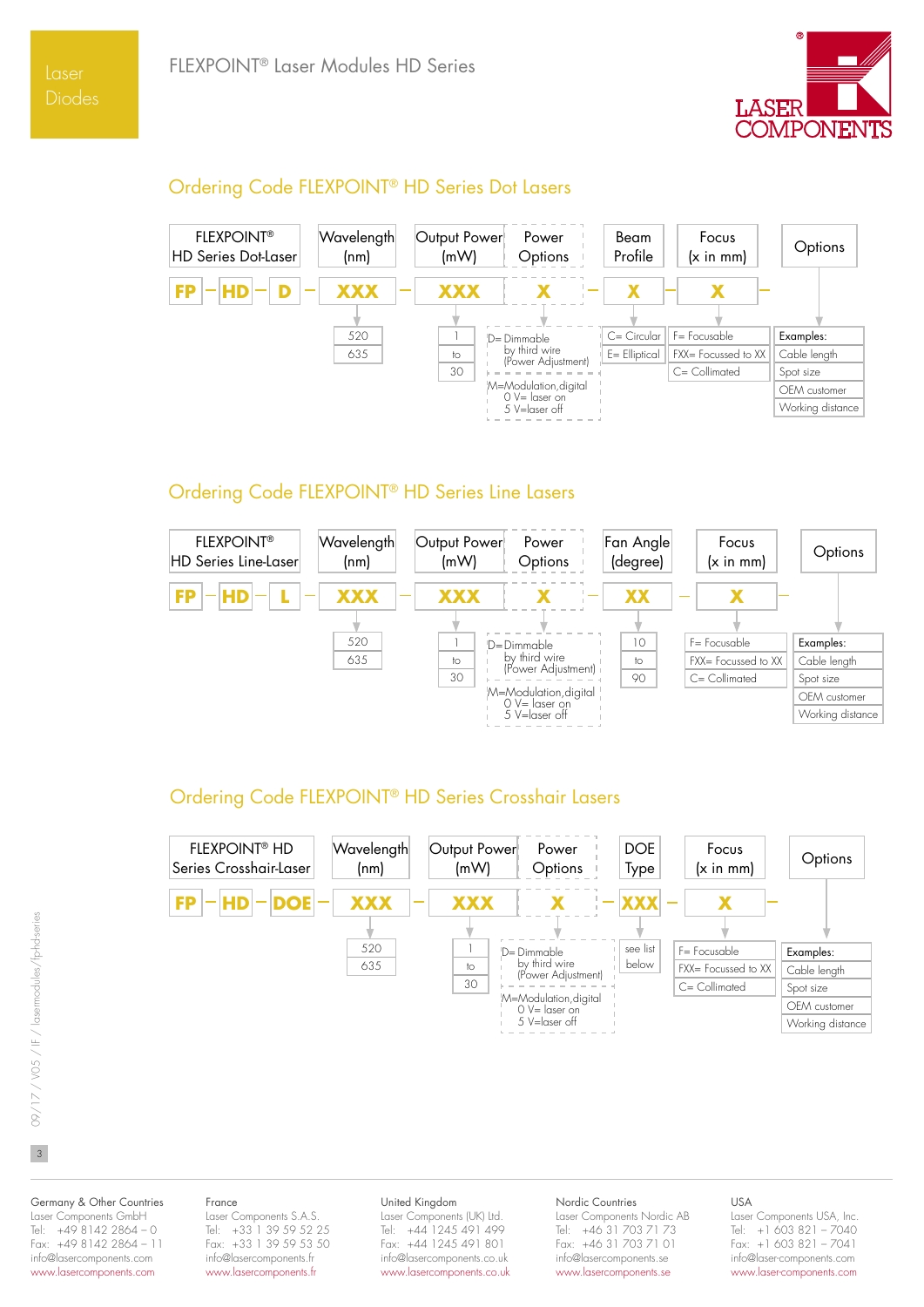# FLEXPOINT® Laser Modules HD Series

## Ordering Code FLEXPOINT® HD Series Dot Lasers

| FLEXPOINT® HD Series Dot-Laser | Wavelength (nm) | Output Power (mW) | Power Options | Beam Profile | Focus (x in mm) | Options |
|---|---|---|---|---|---|---|
| FP – HD – D | XXX | XXX | X | X | X | |
| | 520<br>635 | 1<br>to<br>30 | D= Dimmable by third wire (Power Adjustment)<br>M=Modulation,digital 0 V= laser on 5 V=laser off | C= Circular<br>E= Elliptical | F= Focusable<br>FXX= Focussed to XX<br>C= Collimated | Examples:<br>Cable length<br>Spot size<br>OEM customer<br>Working distance |

## Ordering Code FLEXPOINT® HD Series Line Lasers

| FLEXPOINT® HD Series Line-Laser | Wavelength (nm) | Output Power (mW) | Power Options | Fan Angle (degree) | Focus (x in mm) | Options |
|---|---|---|---|---|---|---|
| FP – HD – L | XXX | XXX | X | XX | X | |
| | 520<br>635 | 1<br>to<br>30 | D=Dimmable by third wire (Power Adjustment)<br>M=Modulation,digital 0 V= laser on 5 V=laser off | 10<br>to<br>90 | F= Focusable<br>FXX= Focussed to XX<br>C= Collimated | Examples:<br>Cable length<br>Spot size<br>OEM customer<br>Working distance |

## Ordering Code FLEXPOINT® HD Series Crosshair Lasers

| FLEXPOINT® HD Series Crosshair-Laser | Wavelength (nm) | Output Power (mW) | Power Options | DOE Type | Focus (x in mm) | Options |
|---|---|---|---|---|---|---|
| FP – HD – DOE | XXX | XXX | X | XXX | X | |
| | 520<br>635 | 1<br>to<br>30 | D= Dimmable by third wire (Power Adjustment)<br>M=Modulation,digital 0 V= laser on 5 V=laser off | see list below | F= Focusable<br>FXX= Focussed to XX<br>C= Collimated | Examples:<br>Cable length<br>Spot size<br>OEM customer<br>Working distance |

Germany & Other Countries
Laser Components GmbH
Tel: +49 8142 2864 – 0
Fax: +49 8142 2864 – 11
info@lasercomponents.com
www.lasercomponents.com

France
Laser Components S.A.S.
Tel: +33 1 39 59 52 25
Fax: +33 1 39 59 53 50
info@lasercomponents.fr
www.lasercomponents.fr

United Kingdom
Laser Components (UK) Ltd.
Tel: +44 1245 491 499
Fax: +44 1245 491 801
info@lasercomponents.co.uk
www.lasercomponents.co.uk

Nordic Countries
Laser Components Nordic AB
Tel: +46 31 703 71 73
Fax: +46 31 703 71 01
info@lasercomponents.se
www.lasercomponents.se

USA
Laser Components USA, Inc.
Tel: +1 603 821 – 7040
Fax: +1 603 821 – 7041
info@laser-components.com
www.laser-components.com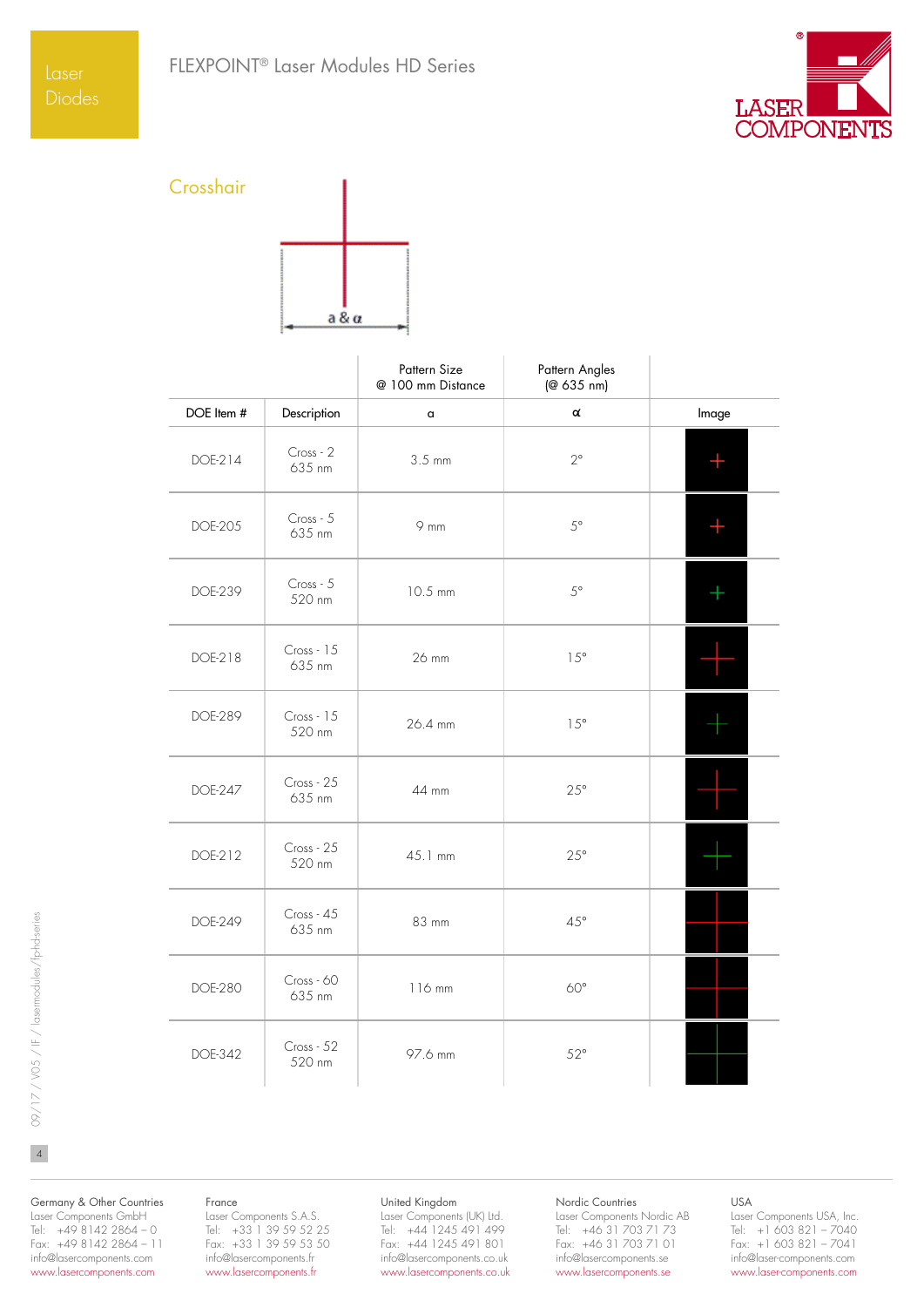## Crosshair

a & α

| DOE Item # | Description | Pattern Size @ 100 mm Distance<br>a | Pattern Angles (@ 635 nm)<br>α | Image |
|---|---|---|---|---|
| DOE-214 | Cross - 2<br>635 nm | 3.5 mm | 2° | |
| DOE-205 | Cross - 5<br>635 nm | 9 mm | 5° | |
| DOE-239 | Cross - 5<br>520 nm | 10.5 mm | 5° | |
| DOE-218 | Cross - 15<br>635 nm | 26 mm | 15° | |
| DOE-289 | Cross - 15<br>520 nm | 26.4 mm | 15° | |
| DOE-247 | Cross - 25<br>635 nm | 44 mm | 25° | |
| DOE-212 | Cross - 25<br>520 nm | 45.1 mm | 25° | |
| DOE-249 | Cross - 45<br>635 nm | 83 mm | 45° | |
| DOE-280 | Cross - 60<br>635 nm | 116 mm | 60° | |
| DOE-342 | Cross - 52<br>520 nm | 97.6 mm | 52° | |

Germany & Other Countries
Laser Components GmbH
Tel: +49 8142 2864 – 0
Fax: +49 8142 2864 – 11
info@lasercomponents.com
www.lasercomponents.com

France
Laser Components S.A.S.
Tel: +33 1 39 59 52 25
Fax: +33 1 39 59 53 50
info@lasercomponents.fr
www.lasercomponents.fr

United Kingdom
Laser Components (UK) Ltd.
Tel: +44 1245 491 499
Fax: +44 1245 491 801
info@lasercomponents.co.uk
www.lasercomponents.co.uk

Nordic Countries
Laser Components Nordic AB
Tel: +46 31 703 71 73
Fax: +46 31 703 71 01
info@lasercomponents.se
www.lasercomponents.se

USA
Laser Components USA, Inc.
Tel: +1 603 821 – 7040
Fax: +1 603 821 – 7041
info@laser-components.com
www.laser-components.com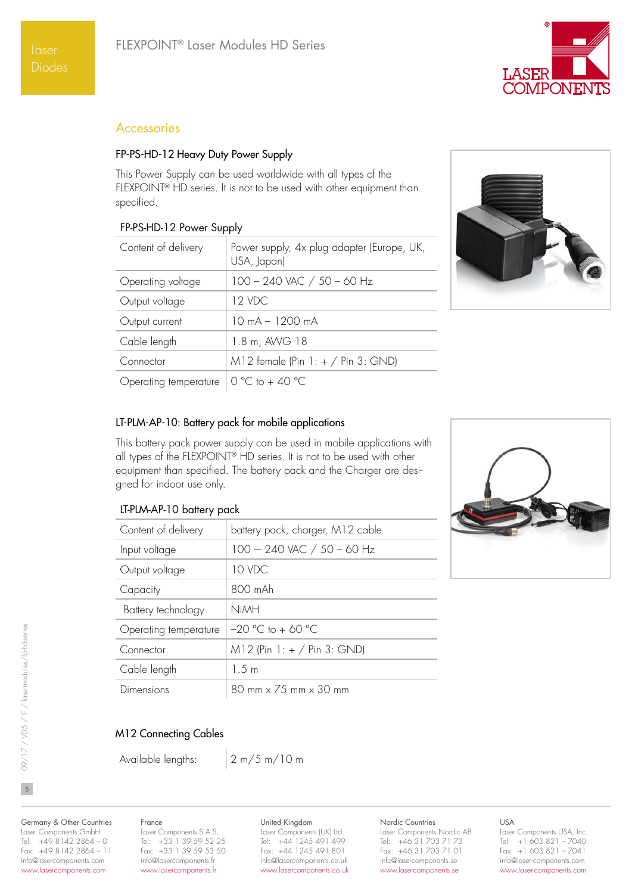## Accessories

### FP-PS-HD-12 Heavy Duty Power Supply

This Power Supply can be used worldwide with all types of the FLEXPOINT® HD series. It is not to be used with other equipment than specified.

| FP-PS-HD-12 Power Supply | |
|---|---|
| Content of delivery | Power supply, 4x plug adapter (Europe, UK, USA, Japan) |
| Operating voltage | 100 – 240 VAC / 50 – 60 Hz |
| Output voltage | 12 VDC |
| Output current | 10 mA – 1200 mA |
| Cable length | 1.8 m, AWG 18 |
| Connector | M12 female (Pin 1: + / Pin 3: GND) |
| Operating temperature | 0 °C to + 40 °C |

### LT-PLM-AP-10: Battery pack for mobile applications

This battery pack power supply can be used in mobile applications with all types of the FLEXPOINT® HD series. It is not to be used with other equipment than specified. The battery pack and the Charger are designed for indoor use only.

| LT-PLM-AP-10 battery pack | |
|---|---|
| Content of delivery | battery pack, charger, M12 cable |
| Input voltage | 100 – 240 VAC / 50 – 60 Hz |
| Output voltage | 10 VDC |
| Capacity | 800 mAh |
| Battery technology | NiMH |
| Operating temperature | –20 °C to + 60 °C |
| Connector | M12 (Pin 1: + / Pin 3: GND) |
| Cable length | 1.5 m |
| Dimensions | 80 mm x 75 mm x 30 mm |

### M12 Connecting Cables

| Available lengths: | 2 m/5 m/10 m |
|---|---|

Germany & Other Countries
Laser Components GmbH
Tel: +49 8142 2864 – 0
Fax: +49 8142 2864 – 11
info@lasercomponents.com
www.lasercomponents.com

France
Laser Components S.A.S.
Tel: +33 1 39 59 52 25
Fax: +33 1 39 59 53 50
info@lasercomponents.fr
www.lasercomponents.fr

United Kingdom
Laser Components (UK) Ltd.
Tel: +44 1245 491 499
Fax: +44 1245 491 801
info@lasercomponents.co.uk
www.lasercomponents.co.uk

Nordic Countries
Laser Components Nordic AB
Tel: +46 31 703 71 73
Fax: +46 31 703 71 01
info@lasercomponents.se
www.lasercomponents.se

USA
Laser Components USA, Inc.
Tel: +1 603 821 – 7040
Fax: +1 603 821 – 7041
info@laser-components.com
www.laser-components.com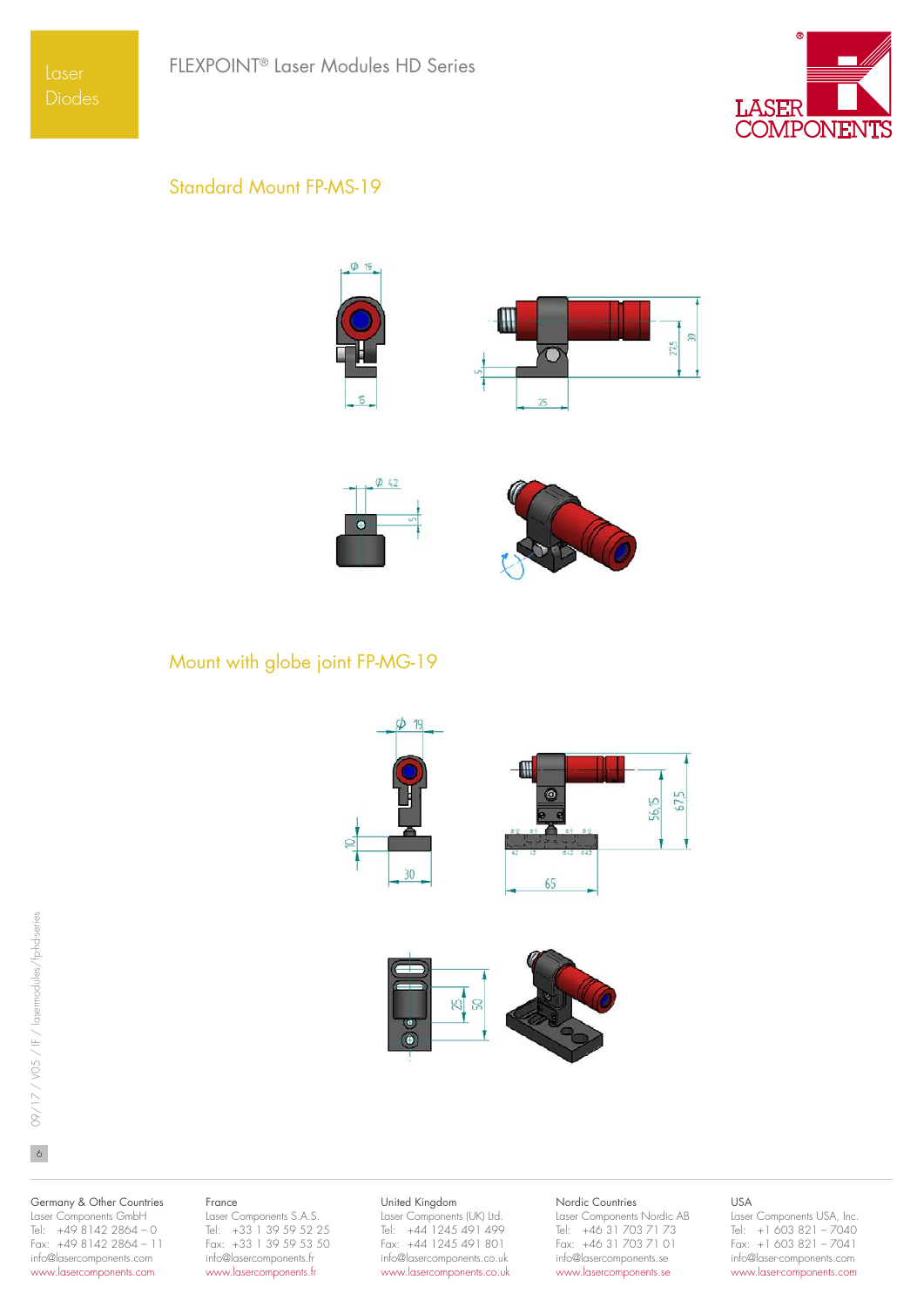## Standard Mount FP-MS-19

## Mount with globe joint FP-MG-19

Germany & Other Countries
Laser Components GmbH
Tel: +49 8142 2864 – 0
Fax: +49 8142 2864 – 11
info@lasercomponents.com
www.lasercomponents.com

France
Laser Components S.A.S.
Tel: +33 1 39 59 52 25
Fax: +33 1 39 59 53 50
info@lasercomponents.fr
www.lasercomponents.fr

United Kingdom
Laser Components (UK) Ltd.
Tel: +44 1245 491 499
Fax: +44 1245 491 801
info@lasercomponents.co.uk
www.lasercomponents.co.uk

Nordic Countries
Laser Components Nordic AB
Tel: +46 31 703 71 73
Fax: +46 31 703 71 01
info@lasercomponents.se
www.lasercomponents.se

USA
Laser Components USA, Inc.
Tel: +1 603 821 – 7040
Fax: +1 603 821 – 7041
info@laser-components.com
www.laser-components.com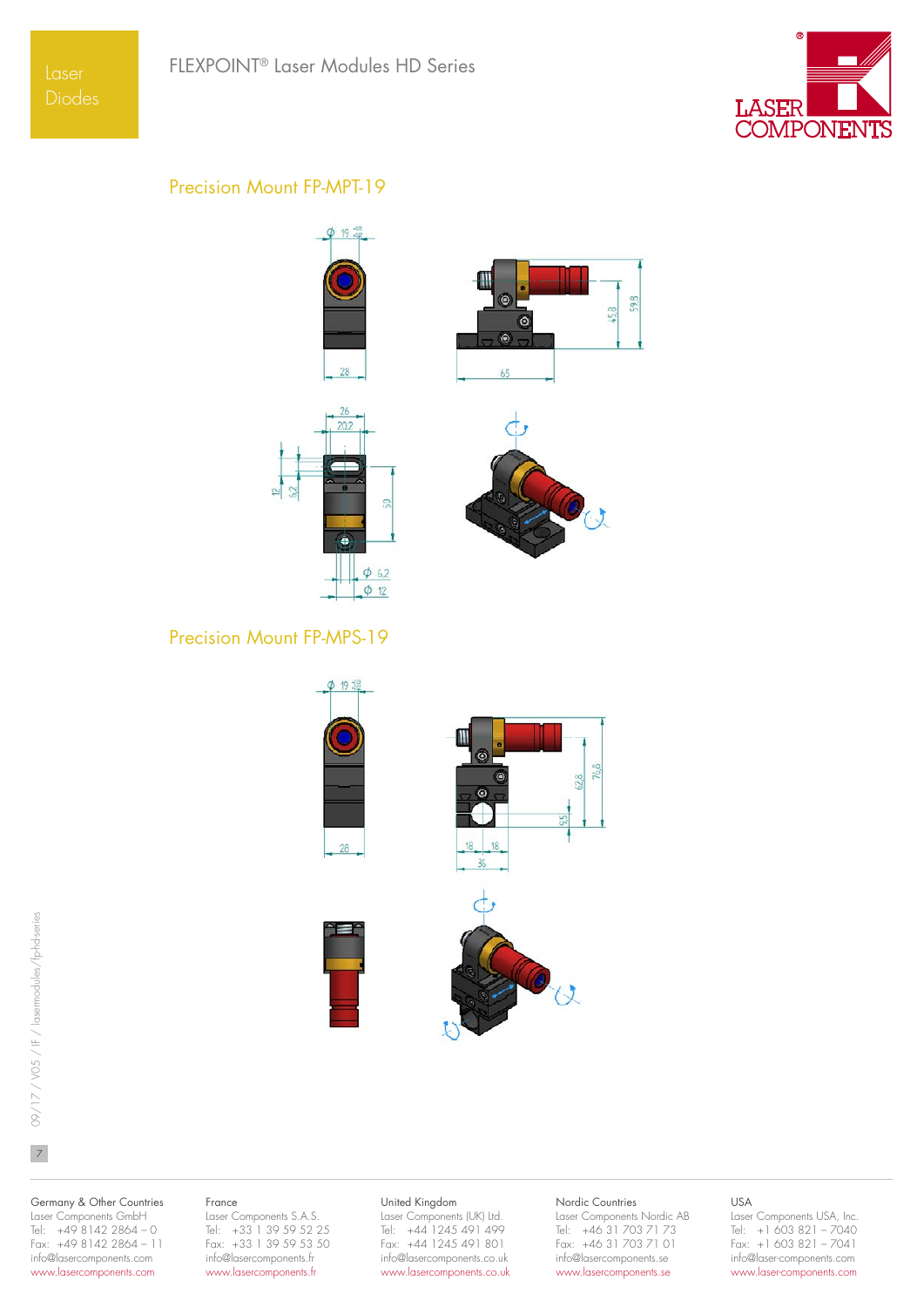Laser Diodes

FLEXPOINT® Laser Modules HD Series

## Precision Mount FP-MPT-19

Ø 19

28

65

45.8

59.8

26

20.2

12

5.2

50

Ø 6.2

Ø 12

## Precision Mount FP-MPS-19

Ø 19

28

18

18

36

9.5

62.8

76.8

09/17 / V05 / IF / lasermodules/fphd-series

| Germany & Other Countries | France | United Kingdom | Nordic Countries | USA |
|---|---|---|---|---|
| Laser Components GmbH | Laser Components S.A.S. | Laser Components (UK) Ltd. | Laser Components Nordic AB | Laser Components USA, Inc. |
| Tel: +49 8142 2864 – 0 | Tel: +33 1 39 59 52 25 | Tel: +44 1245 491 499 | Tel: +46 31 703 71 73 | Tel: +1 603 821 – 7040 |
| Fax: +49 8142 2864 – 11 | Fax: +33 1 39 59 53 50 | Fax: +44 1245 491 801 | Fax: +46 31 703 71 01 | Fax: +1 603 821 – 7041 |
| info@lasercomponents.com | info@lasercomponents.fr | info@lasercomponents.co.uk | info@lasercomponents.se | info@laser-components.com |
| www.lasercomponents.com | www.lasercomponents.fr | www.lasercomponents.co.uk | www.lasercomponents.se | www.laser-components.com |